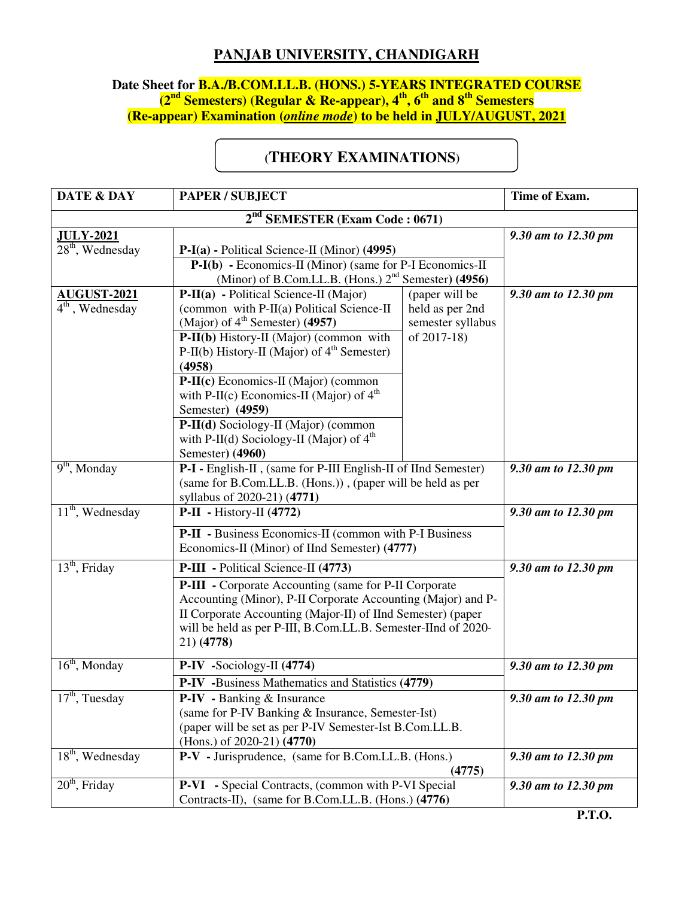## PANJAB UNIVERSITY, CHANDIGARH

**Date Sheet for B.A./B.COM.LL.B. (HONS.) 5-YEARS INTEGRATED COURSE (2nd Semesters) (Regular & Re-appear), 4th, 6th and 8th Semesters (Re-appear) Examination (*online mode*) to be held in JULY/AUGUST, 2021**

### (THEORY EXAMINATIONS)

| DATE & DAY | PAPER / SUBJECT | | Time of Exam. |
|---|---|---|---|
| **2nd SEMESTER (Exam Code : 0671)** | | | |
| **JULY-2021** 28th, Wednesday | **P-I(a) -** Political Science-II (Minor) **(4995)** | | *9.30 am to 12.30 pm* |
| | **P-I(b) -** Economics-II (Minor) (same for P-I Economics-II (Minor) of B.Com.LL.B. (Hons.) 2nd Semester) **(4956)** | | |
| **AUGUST-2021** 4th, Wednesday | **P-II(a) -** Political Science-II (Major) (common with P-II(a) Political Science-II (Major) of 4th Semester) **(4957)** | (paper will be held as per 2nd semester syllabus of 2017-18) | *9.30 am to 12.30 pm* |
| | **P-II(b)** History-II (Major) (common with P-II(b) History-II (Major) of 4th Semester) **(4958)** | | |
| | **P-II(c)** Economics-II (Major) (common with P-II(c) Economics-II (Major) of 4th Semester) **(4959)** | | |
| | **P-II(d)** Sociology-II (Major) (common with P-II(d) Sociology-II (Major) of 4th Semester) **(4960)** | | |
| 9th, Monday | **P-I -** English-II , (same for P-III English-II of IInd Semester) (same for B.Com.LL.B. (Hons.)) , (paper will be held as per syllabus of 2020-21) **(4771)** | | *9.30 am to 12.30 pm* |
| 11th, Wednesday | **P-II -** History-II **(4772)** | | *9.30 am to 12.30 pm* |
| | **P-II -** Business Economics-II (common with P-I Business Economics-II (Minor) of IInd Semester) **(4777)** | | |
| 13th, Friday | **P-III -** Political Science-II **(4773)** | | *9.30 am to 12.30 pm* |
| | **P-III -** Corporate Accounting (same for P-II Corporate Accounting (Minor), P-II Corporate Accounting (Major) and P-II Corporate Accounting (Major-II) of IInd Semester) (paper will be held as per P-III, B.Com.LL.B. Semester-IInd of 2020-21) **(4778)** | | |
| 16th, Monday | **P-IV -**Sociology-II **(4774)** | | *9.30 am to 12.30 pm* |
| | **P-IV -**Business Mathematics and Statistics **(4779)** | | |
| 17th, Tuesday | **P-IV -** Banking & Insurance (same for P-IV Banking & Insurance, Semester-Ist) (paper will be set as per P-IV Semester-Ist B.Com.LL.B. (Hons.) of 2020-21) **(4770)** | | *9.30 am to 12.30 pm* |
| 18th, Wednesday | **P-V -** Jurisprudence, (same for B.Com.LL.B. (Hons.) **(4775)** | | *9.30 am to 12.30 pm* |
| 20th, Friday | **P-VI -** Special Contracts, (common with P-VI Special Contracts-II), (same for B.Com.LL.B. (Hons.) **(4776)** | | *9.30 am to 12.30 pm* |

**P.T.O.**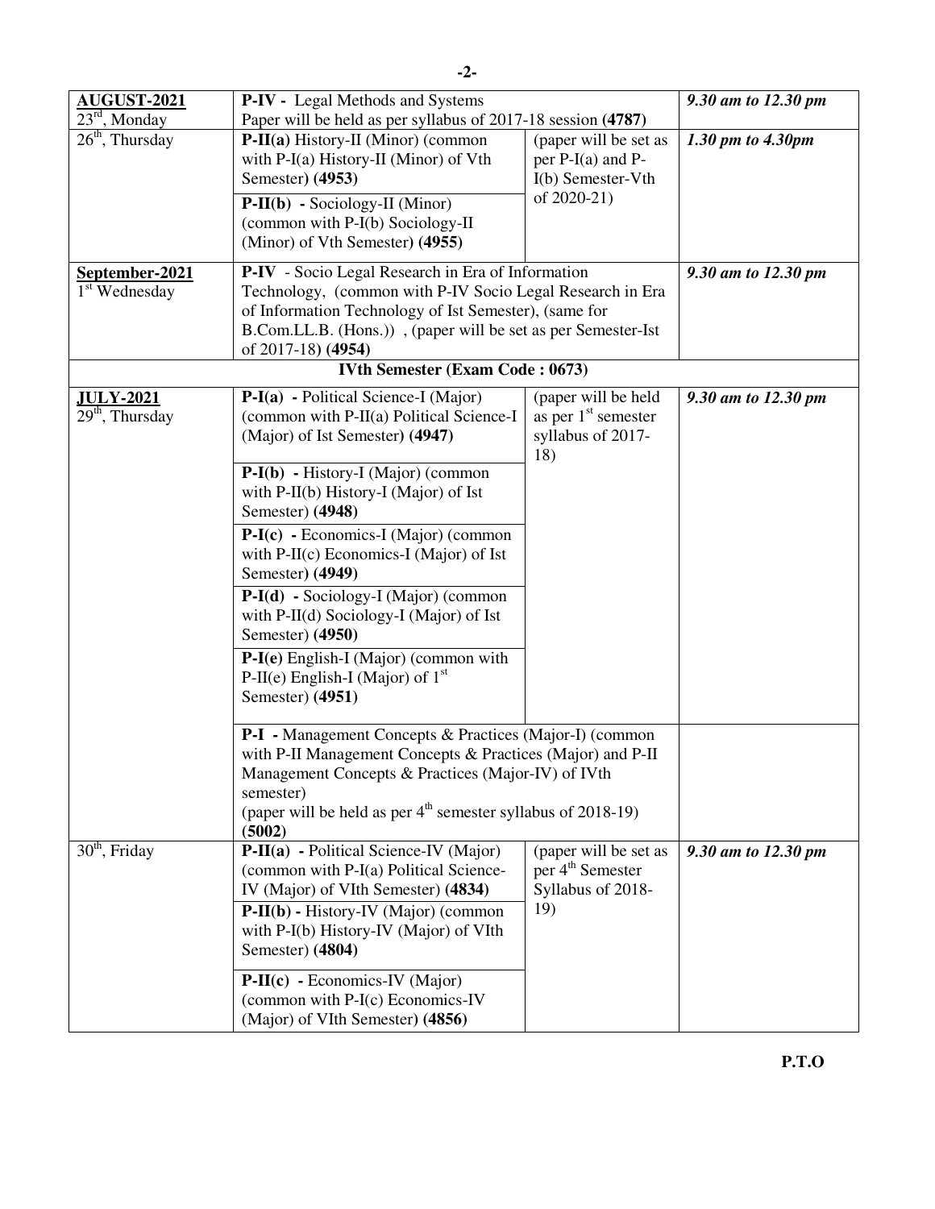| | | | |
|---|---|---|---|
| **AUGUST-2021** 23rd, Monday | **P-IV -** Legal Methods and Systems Paper will be held as per syllabus of 2017-18 session **(4787)** | | *9.30 am to 12.30 pm* |
| 26th, Thursday | **P-II(a)** History-II (Minor) (common with P-I(a) History-II (Minor) of Vth Semester) **(4953)** | (paper will be set as per P-I(a) and P-I(b) Semester-Vth of 2020-21) | *1.30 pm to 4.30pm* |
| | **P-II(b) -** Sociology-II (Minor) (common with P-I(b) Sociology-II (Minor) of Vth Semester) **(4955)** | | |
| **September-2021** 1st Wednesday | **P-IV** - Socio Legal Research in Era of Information Technology, (common with P-IV Socio Legal Research in Era of Information Technology of Ist Semester), (same for B.Com.LL.B. (Hons.)) , (paper will be set as per Semester-Ist of 2017-18) **(4954)** | | *9.30 am to 12.30 pm* |
| | **IVth Semester (Exam Code : 0673)** | | |
| **JULY-2021** 29th, Thursday | **P-I(a) -** Political Science-I (Major) (common with P-II(a) Political Science-I (Major) of Ist Semester) **(4947)** | (paper will be held as per 1st semester syllabus of 2017-18) | *9.30 am to 12.30 pm* |
| | **P-I(b) -** History-I (Major) (common with P-II(b) History-I (Major) of Ist Semester) **(4948)** | | |
| | **P-I(c) -** Economics-I (Major) (common with P-II(c) Economics-I (Major) of Ist Semester) **(4949)** | | |
| | **P-I(d) -** Sociology-I (Major) (common with P-II(d) Sociology-I (Major) of Ist Semester) **(4950)** | | |
| | **P-I(e)** English-I (Major) (common with P-II(e) English-I (Major) of 1st Semester) **(4951)** | | |
| | **P-I -** Management Concepts & Practices (Major-I) (common with P-II Management Concepts & Practices (Major) and P-II Management Concepts & Practices (Major-IV) of IVth semester) (paper will be held as per 4th semester syllabus of 2018-19) **(5002)** | | |
| 30th, Friday | **P-II(a) -** Political Science-IV (Major) (common with P-I(a) Political Science-IV (Major) of VIth Semester) **(4834)** | (paper will be set as per 4th Semester Syllabus of 2018-19) | *9.30 am to 12.30 pm* |
| | **P-II(b) -** History-IV (Major) (common with P-I(b) History-IV (Major) of VIth Semester) **(4804)** | | |
| | **P-II(c) -** Economics-IV (Major) (common with P-I(c) Economics-IV (Major) of VIth Semester) **(4856)** | | |

**P.T.O**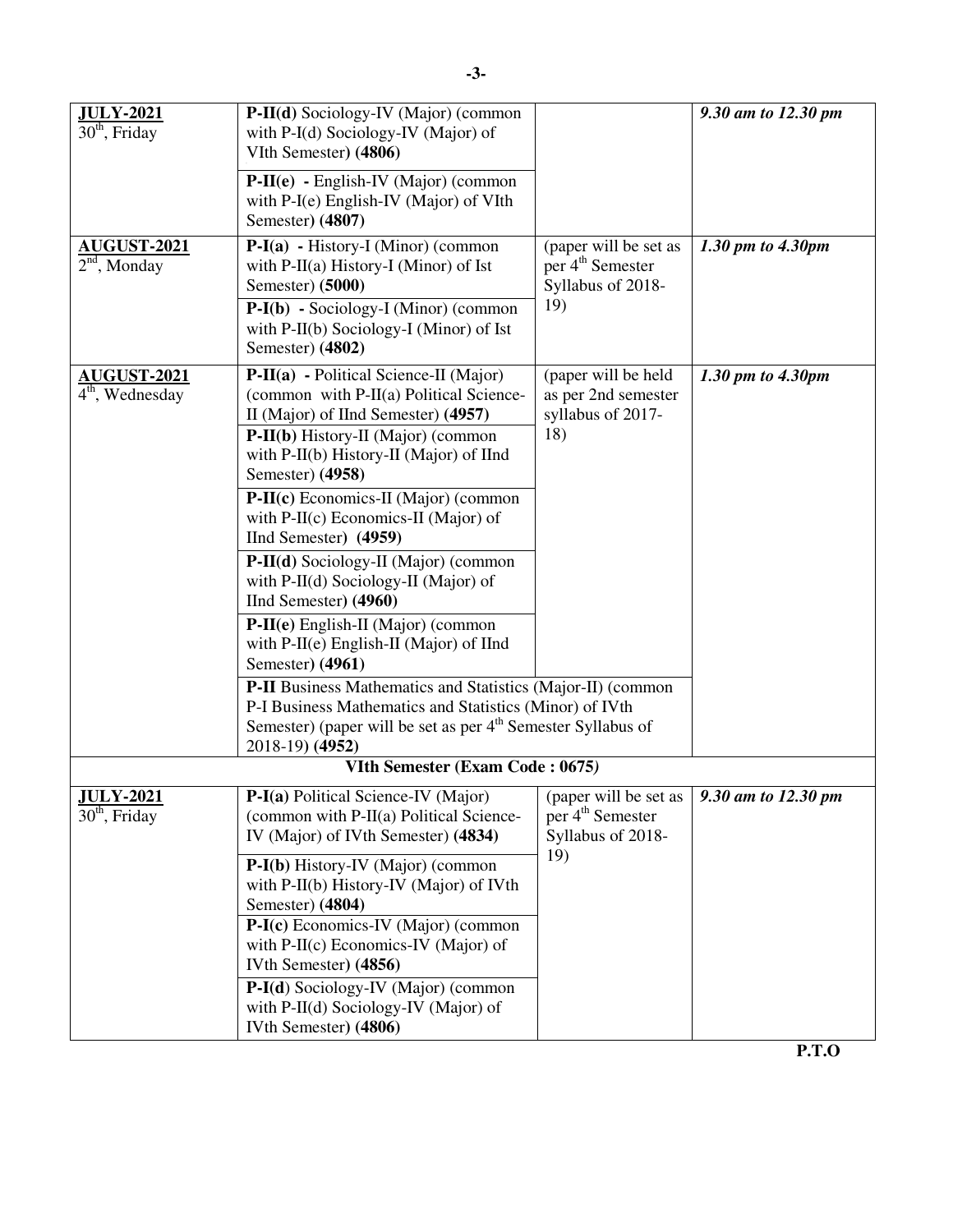| | | | |
|---|---|---|---|
| **JULY-2021** 30th, Friday | **P-II(d)** Sociology-IV (Major) (common with P-I(d) Sociology-IV (Major) of VIth Semester) **(4806)** | | *9.30 am to 12.30 pm* |
| | **P-II(e)** - English-IV (Major) (common with P-I(e) English-IV (Major) of VIth Semester) **(4807)** | | |
| **AUGUST-2021** 2nd, Monday | **P-I(a)** - History-I (Minor) (common with P-II(a) History-I (Minor) of Ist Semester) **(5000)** | (paper will be set as per 4th Semester Syllabus of 2018-19) | *1.30 pm to 4.30pm* |
| | **P-I(b)** - Sociology-I (Minor) (common with P-II(b) Sociology-I (Minor) of Ist Semester) **(4802)** | | |
| **AUGUST-2021** 4th, Wednesday | **P-II(a)** - Political Science-II (Major) (common with P-II(a) Political Science-II (Major) of IInd Semester) **(4957)** | (paper will be held as per 2nd semester syllabus of 2017-18) | *1.30 pm to 4.30pm* |
| | **P-II(b)** History-II (Major) (common with P-II(b) History-II (Major) of IInd Semester) **(4958)** | | |
| | **P-II(c)** Economics-II (Major) (common with P-II(c) Economics-II (Major) of IInd Semester) **(4959)** | | |
| | **P-II(d)** Sociology-II (Major) (common with P-II(d) Sociology-II (Major) of IInd Semester) **(4960)** | | |
| | **P-II(e)** English-II (Major) (common with P-II(e) English-II (Major) of IInd Semester) **(4961)** | | |
| | **P-II** Business Mathematics and Statistics (Major-II) (common P-I Business Mathematics and Statistics (Minor) of IVth Semester) (paper will be set as per 4th Semester Syllabus of 2018-19) **(4952)** | | |
| | **VIth Semester (Exam Code : 0675*)*** | | |
| **JULY-2021** 30th, Friday | **P-I(a)** Political Science-IV (Major) (common with P-II(a) Political Science-IV (Major) of IVth Semester) **(4834)** | (paper will be set as per 4th Semester Syllabus of 2018-19) | *9.30 am to 12.30 pm* |
| | **P-I(b)** History-IV (Major) (common with P-II(b) History-IV (Major) of IVth Semester) **(4804)** | | |
| | **P-I(c)** Economics-IV (Major) (common with P-II(c) Economics-IV (Major) of IVth Semester) **(4856)** | | |
| | **P-I(d)** Sociology-IV (Major) (common with P-II(d) Sociology-IV (Major) of IVth Semester) **(4806)** | | |

**P.T.O**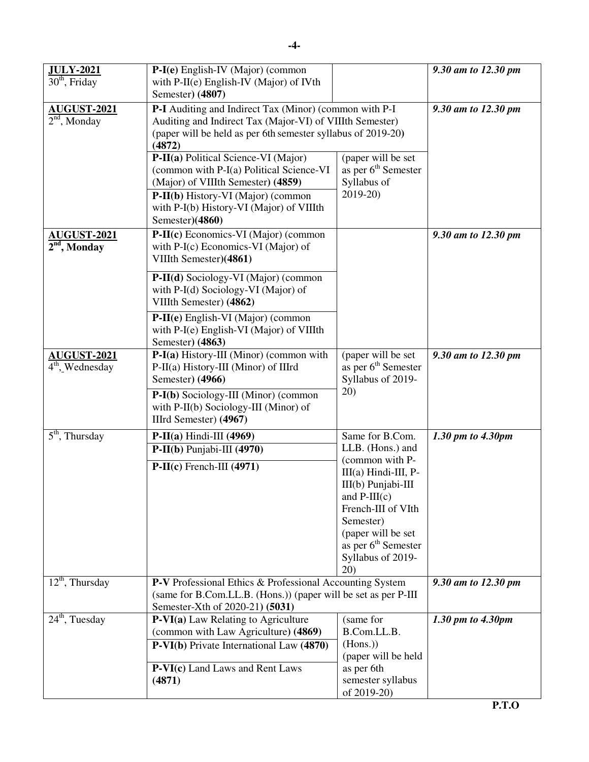| | | | |
|---|---|---|---|
| **JULY-2021** 30th, Friday | **P-I(e)** English-IV (Major) (common with P-II(e) English-IV (Major) of IVth Semester) **(4807)** | | *9.30 am to 12.30 pm* |
| **AUGUST-2021** 2nd, Monday | **P-I** Auditing and Indirect Tax (Minor) (common with P-I Auditing and Indirect Tax (Major-VI) of VIIIth Semester) (paper will be held as per 6th semester syllabus of 2019-20) **(4872)** | | *9.30 am to 12.30 pm* |
| | **P-II(a)** Political Science-VI (Major) (common with P-I(a) Political Science-VI (Major) of VIIIth Semester) **(4859)** | (paper will be set as per 6th Semester Syllabus of 2019-20) | |
| | **P-II(b)** History-VI (Major) (common with P-I(b) History-VI (Major) of VIIIth Semester)**(4860)** | | |
| **AUGUST-2021** **2nd, Monday** | **P-II(c)** Economics-VI (Major) (common with P-I(c) Economics-VI (Major) of VIIIth Semester)**(4861)** | | *9.30 am to 12.30 pm* |
| | **P-II(d)** Sociology-VI (Major) (common with P-I(d) Sociology-VI (Major) of VIIIth Semester) **(4862)** | | |
| | **P-II(e)** English-VI (Major) (common with P-I(e) English-VI (Major) of VIIIth Semester) **(4863)** | | |
| **AUGUST-2021** 4th, Wednesday | **P-I(a)** History-III (Minor) (common with P-II(a) History-III (Minor) of IIIrd Semester) **(4966)** | (paper will be set as per 6th Semester Syllabus of 2019-20) | *9.30 am to 12.30 pm* |
| | **P-I(b)** Sociology-III (Minor) (common with P-II(b) Sociology-III (Minor) of IIIrd Semester) **(4967)** | | |
| 5th, Thursday | **P-II(a)** Hindi-III **(4969)** | Same for B.Com. LLB. (Hons.) and (common with P-III(a) Hindi-III, P-III(b) Punjabi-III and P-III(c) French-III of VIth Semester) (paper will be set as per 6th Semester Syllabus of 2019-20) | *1.30 pm to 4.30pm* |
| | **P-II(b)** Punjabi-III **(4970)** | | |
| | **P-II(c)** French-III **(4971)** | | |
| 12th, Thursday | **P-V** Professional Ethics & Professional Accounting System (same for B.Com.LL.B. (Hons.)) (paper will be set as per P-III Semester-Xth of 2020-21) **(5031)** | | *9.30 am to 12.30 pm* |
| 24th, Tuesday | **P-VI(a)** Law Relating to Agriculture (common with Law Agriculture) **(4869)** | (same for B.Com.LL.B. (Hons.)) (paper will be held as per 6th semester syllabus of 2019-20) | *1.30 pm to 4.30pm* |
| | **P-VI(b)** Private International Law **(4870)** | | |
| | **P-VI(c)** Land Laws and Rent Laws **(4871)** | | |

**P.T.O**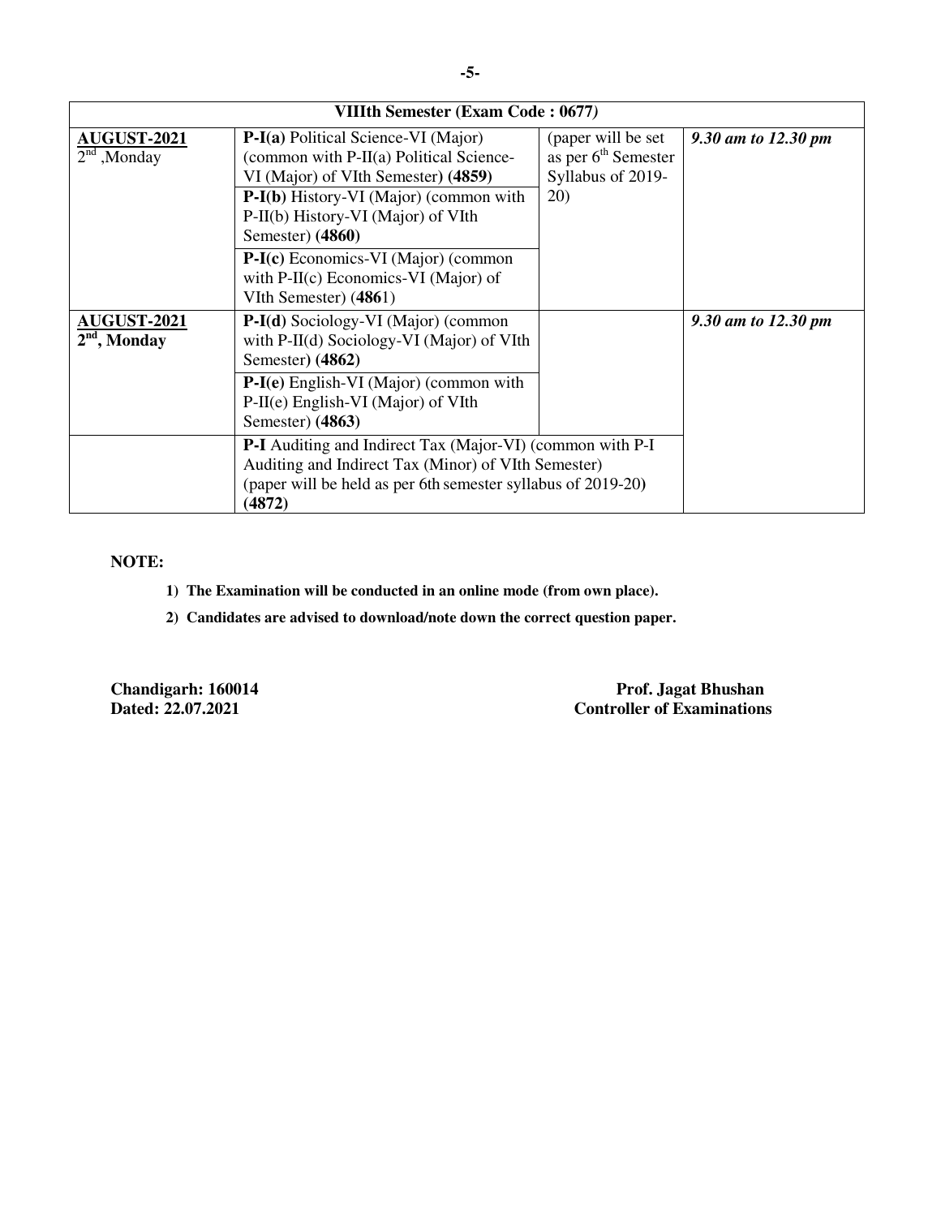| VIIIth Semester (Exam Code : 0677) | | | |
|---|---|---|---|
| **AUGUST-2021** 2nd ,Monday | **P-I(a)** Political Science-VI (Major) (common with P-II(a) Political Science-VI (Major) of VIth Semester) **(4859)** | (paper will be set as per 6th Semester Syllabus of 2019-20) | ***9.30 am to 12.30 pm*** |
| | **P-I(b)** History-VI (Major) (common with P-II(b) History-VI (Major) of VIth Semester) **(4860)** | | |
| | **P-I(c)** Economics-VI (Major) (common with P-II(c) Economics-VI (Major) of VIth Semester) (**486**1) | | |
| **AUGUST-2021 2nd, Monday** | **P-I(d)** Sociology-VI (Major) (common with P-II(d) Sociology-VI (Major) of VIth Semester) **(4862)** | | ***9.30 am to 12.30 pm*** |
| | **P-I(e)** English-VI (Major) (common with P-II(e) English-VI (Major) of VIth Semester) **(4863)** | | |
| | **P-I** Auditing and Indirect Tax (Major-VI) (common with P-I Auditing and Indirect Tax (Minor) of VIth Semester) (paper will be held as per 6th semester syllabus of 2019-20) **(4872)** | | |

**NOTE:**

1) **The Examination will be conducted in an online mode (from own place).**
2) **Candidates are advised to download/note down the correct question paper.**

**Chandigarh: 160014**
**Dated: 22.07.2021**

**Prof. Jagat Bhushan**
**Controller of Examinations**